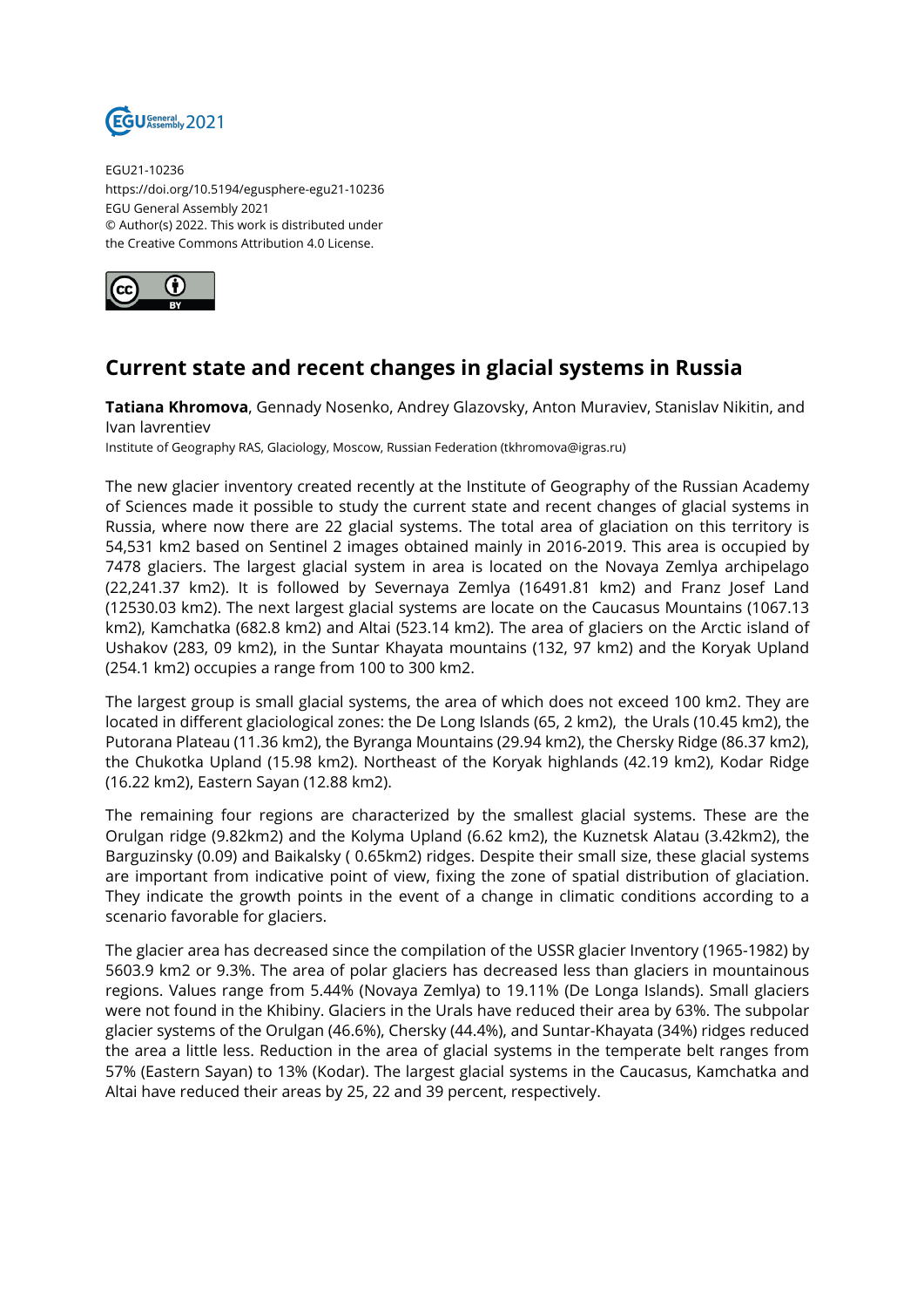EGU21-10236
https://doi.org/10.5194/egusphere-egu21-10236
EGU General Assembly 2021
© Author(s) 2022. This work is distributed under
the Creative Commons Attribution 4.0 License.

# Current state and recent changes in glacial systems in Russia

**Tatiana Khromova**, Gennady Nosenko, Andrey Glazovsky, Anton Muraviev, Stanislav Nikitin, and Ivan lavrentiev

Institute of Geography RAS, Glaciology, Moscow, Russian Federation (tkhromova@igras.ru)

The new glacier inventory created recently at the Institute of Geography of the Russian Academy of Sciences made it possible to study the current state and recent changes of glacial systems in Russia, where now there are 22 glacial systems. The total area of glaciation on this territory is 54,531 km2 based on Sentinel 2 images obtained mainly in 2016-2019. This area is occupied by 7478 glaciers. The largest glacial system in area is located on the Novaya Zemlya archipelago (22,241.37 km2). It is followed by Severnaya Zemlya (16491.81 km2) and Franz Josef Land (12530.03 km2). The next largest glacial systems are locate on the Caucasus Mountains (1067.13 km2), Kamchatka (682.8 km2) and Altai (523.14 km2). The area of glaciers on the Arctic island of Ushakov (283, 09 km2), in the Suntar Khayata mountains (132, 97 km2) and the Koryak Upland (254.1 km2) occupies a range from 100 to 300 km2.

The largest group is small glacial systems, the area of which does not exceed 100 km2. They are located in different glaciological zones: the De Long Islands (65, 2 km2), the Urals (10.45 km2), the Putorana Plateau (11.36 km2), the Byranga Mountains (29.94 km2), the Chersky Ridge (86.37 km2), the Chukotka Upland (15.98 km2). Northeast of the Koryak highlands (42.19 km2), Kodar Ridge (16.22 km2), Eastern Sayan (12.88 km2).

The remaining four regions are characterized by the smallest glacial systems. These are the Orulgan ridge (9.82km2) and the Kolyma Upland (6.62 km2), the Kuznetsk Alatau (3.42km2), the Barguzinsky (0.09) and Baikalsky ( 0.65km2) ridges. Despite their small size, these glacial systems are important from indicative point of view, fixing the zone of spatial distribution of glaciation. They indicate the growth points in the event of a change in climatic conditions according to a scenario favorable for glaciers.

The glacier area has decreased since the compilation of the USSR glacier Inventory (1965-1982) by 5603.9 km2 or 9.3%. The area of polar glaciers has decreased less than glaciers in mountainous regions. Values range from 5.44% (Novaya Zemlya) to 19.11% (De Longa Islands). Small glaciers were not found in the Khibiny. Glaciers in the Urals have reduced their area by 63%. The subpolar glacier systems of the Orulgan (46.6%), Chersky (44.4%), and Suntar-Khayata (34%) ridges reduced the area a little less. Reduction in the area of glacial systems in the temperate belt ranges from 57% (Eastern Sayan) to 13% (Kodar). The largest glacial systems in the Caucasus, Kamchatka and Altai have reduced their areas by 25, 22 and 39 percent, respectively.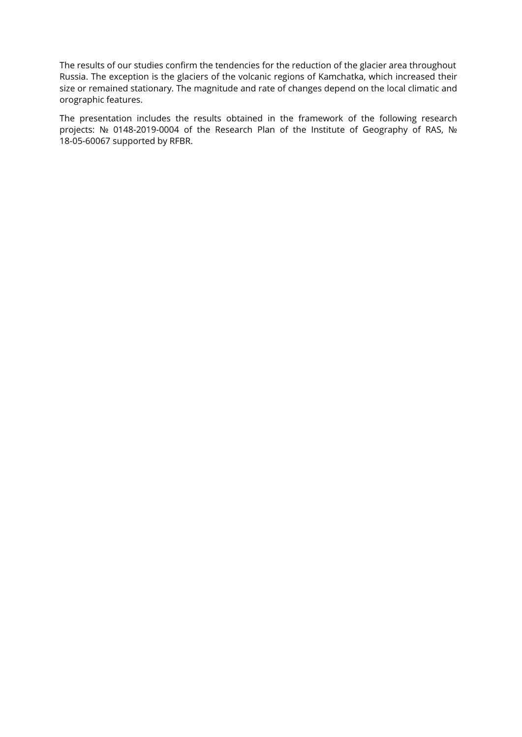The results of our studies confirm the tendencies for the reduction of the glacier area throughout Russia. The exception is the glaciers of the volcanic regions of Kamchatka, which increased their size or remained stationary. The magnitude and rate of changes depend on the local climatic and orographic features.

The presentation includes the results obtained in the framework of the following research projects: № 0148-2019-0004 of the Research Plan of the Institute of Geography of RAS, № 18-05-60067 supported by RFBR.